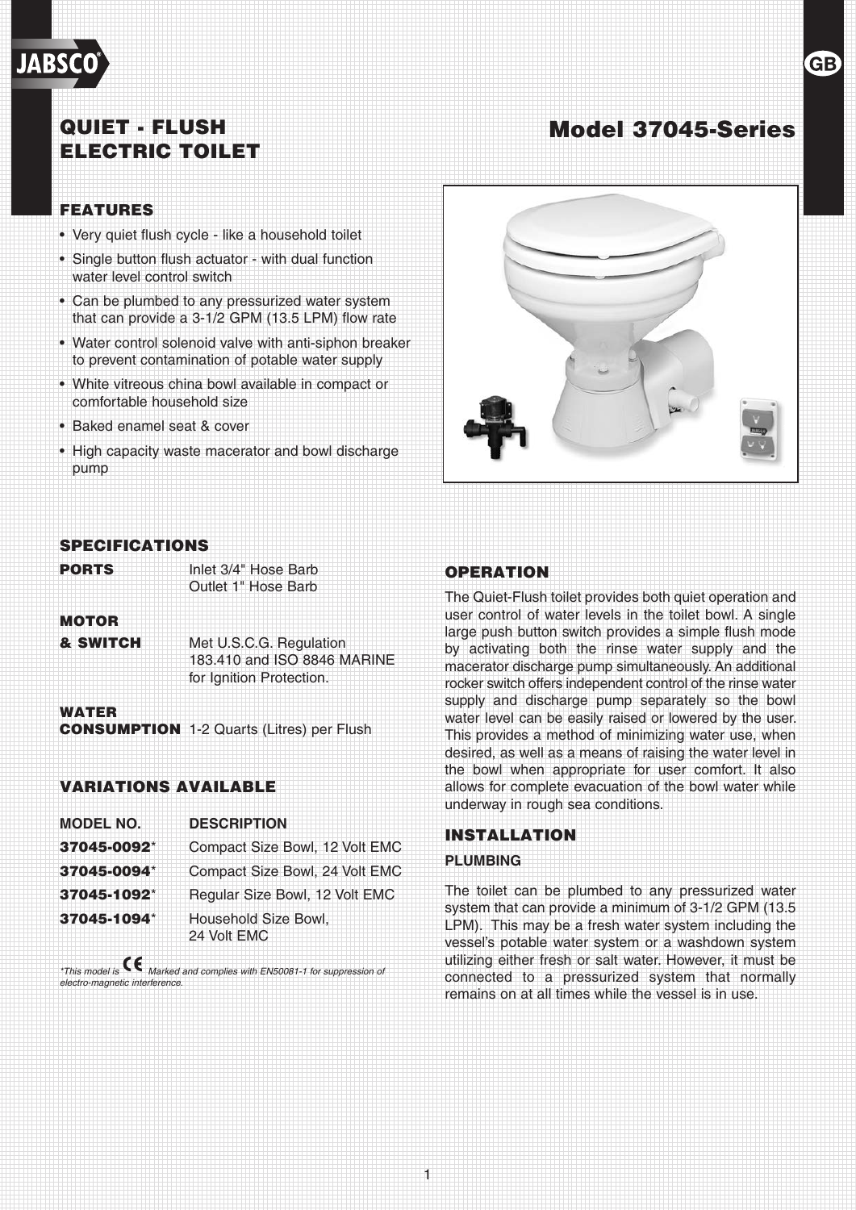# QUIET - FLUSH ELECTRIC TOILET

# Model 37045-Series

## FEATURES

- Very quiet flush cycle - like a household toilet
- Single button flush actuator - with dual function water level control switch
- Can be plumbed to any pressurized water system that can provide a 3-1/2 GPM (13.5 LPM) flow rate
- Water control solenoid valve with anti-siphon breaker to prevent contamination of potable water supply
- White vitreous china bowl available in compact or comfortable household size
- Baked enamel seat & cover
- High capacity waste macerator and bowl discharge pump

## SPECIFICATIONS

| | |
|---|---|
| **PORTS** | Inlet 3/4" Hose Barb<br>Outlet 1" Hose Barb |
| **MOTOR & SWITCH** | Met U.S.C.G. Regulation 183.410 and ISO 8846 MARINE for Ignition Protection. |
| **WATER CONSUMPTION** | 1-2 Quarts (Litres) per Flush |

## VARIATIONS AVAILABLE

| MODEL NO. | DESCRIPTION |
|---|---|
| **37045-0092*** | Compact Size Bowl, 12 Volt EMC |
| **37045-0094*** | Compact Size Bowl, 24 Volt EMC |
| **37045-1092*** | Regular Size Bowl, 12 Volt EMC |
| **37045-1094*** | Household Size Bowl, 24 Volt EMC |

*This model is CE Marked and complies with EN50081-1 for suppression of electro-magnetic interference.*

## OPERATION

The Quiet-Flush toilet provides both quiet operation and user control of water levels in the toilet bowl. A single large push button switch provides a simple flush mode by activating both the rinse water supply and the macerator discharge pump simultaneously. An additional rocker switch offers independent control of the rinse water supply and discharge pump separately so the bowl water level can be easily raised or lowered by the user. This provides a method of minimizing water use, when desired, as well as a means of raising the water level in the bowl when appropriate for user comfort. It also allows for complete evacuation of the bowl water while underway in rough sea conditions.

## INSTALLATION

### PLUMBING

The toilet can be plumbed to any pressurized water system that can provide a minimum of 3-1/2 GPM (13.5 LPM). This may be a fresh water system including the vessel's potable water system or a washdown system utilizing either fresh or salt water. However, it must be connected to a pressurized system that normally remains on at all times while the vessel is in use.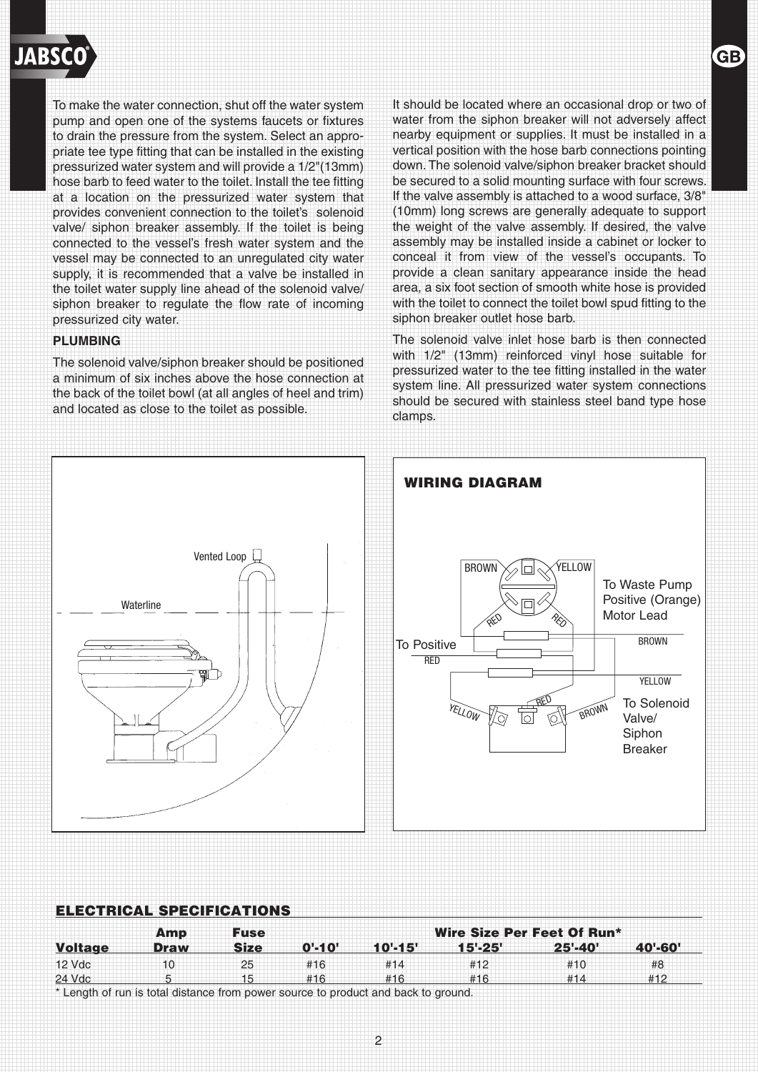To make the water connection, shut off the water system pump and open one of the systems faucets or fixtures to drain the pressure from the system. Select an appropriate tee type fitting that can be installed in the existing pressurized water system and will provide a 1/2"(13mm) hose barb to feed water to the toilet. Install the tee fitting at a location on the pressurized water system that provides convenient connection to the toilet's solenoid valve/ siphon breaker assembly. If the toilet is being connected to the vessel's fresh water system and the vessel may be connected to an unregulated city water supply, it is recommended that a valve be installed in the toilet water supply line ahead of the solenoid valve/ siphon breaker to regulate the flow rate of incoming pressurized city water.

**PLUMBING**

The solenoid valve/siphon breaker should be positioned a minimum of six inches above the hose connection at the back of the toilet bowl (at all angles of heel and trim) and located as close to the toilet as possible.

It should be located where an occasional drop or two of water from the siphon breaker will not adversely affect nearby equipment or supplies. It must be installed in a vertical position with the hose barb connections pointing down. The solenoid valve/siphon breaker bracket should be secured to a solid mounting surface with four screws. If the valve assembly is attached to a wood surface, 3/8" (10mm) long screws are generally adequate to support the weight of the valve assembly. If desired, the valve assembly may be installed inside a cabinet or locker to conceal it from view of the vessel's occupants. To provide a clean sanitary appearance inside the head area, a six foot section of smooth white hose is provided with the toilet to connect the toilet bowl spud fitting to the siphon breaker outlet hose barb.

The solenoid valve inlet hose barb is then connected with 1/2" (13mm) reinforced vinyl hose suitable for pressurized water to the tee fitting installed in the water system line. All pressurized water system connections should be secured with stainless steel band type hose clamps.

Vented Loop

Waterline

**WIRING DIAGRAM**

BROWN YELLOW RED RED

To Waste Pump Positive (Orange) Motor Lead

To Positive

RED

BROWN

YELLOW

YELLOW RED BROWN

To Solenoid Valve/ Siphon Breaker

**ELECTRICAL SPECIFICATIONS**

| Voltage | Amp Draw | Fuse Size | Wire Size Per Feet Of Run* 0'-10' | 10'-15' | 15'-25' | 25'-40' | 40'-60' |
|---|---|---|---|---|---|---|---|
| 12 Vdc | 10 | 25 | #16 | #14 | #12 | #10 | #8 |
| 24 Vdc | 5 | 15 | #16 | #16 | #16 | #14 | #12 |

* Length of run is total distance from power source to product and back to ground.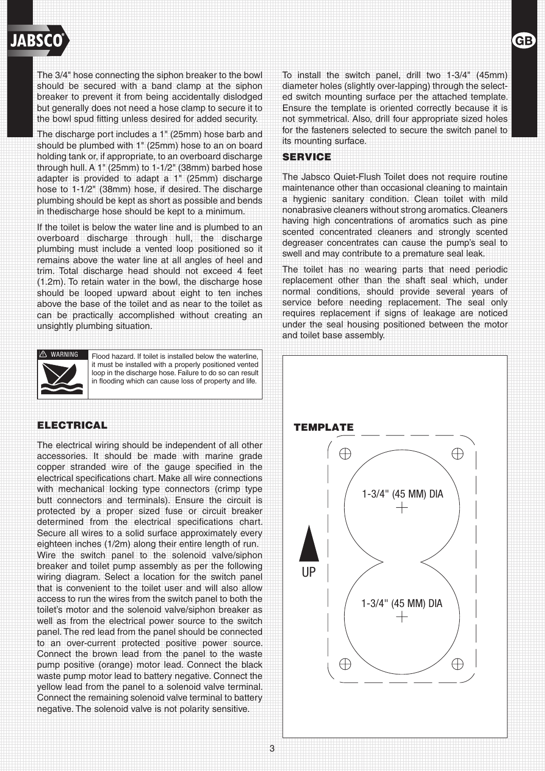The 3/4" hose connecting the siphon breaker to the bowl should be secured with a band clamp at the siphon breaker to prevent it from being accidentally dislodged but generally does not need a hose clamp to secure it to the bowl spud fitting unless desired for added security.

The discharge port includes a 1" (25mm) hose barb and should be plumbed with 1" (25mm) hose to an on board holding tank or, if appropriate, to an overboard discharge through hull. A 1" (25mm) to 1-1/2" (38mm) barbed hose adapter is provided to adapt a 1" (25mm) discharge hose to 1-1/2" (38mm) hose, if desired. The discharge plumbing should be kept as short as possible and bends in thedischarge hose should be kept to a minimum.

If the toilet is below the water line and is plumbed to an overboard discharge through hull, the discharge plumbing must include a vented loop positioned so it remains above the water line at all angles of heel and trim. Total discharge head should not exceed 4 feet (1.2m). To retain water in the bowl, the discharge hose should be looped upward about eight to ten inches above the base of the toilet and as near to the toilet as can be practically accomplished without creating an unsightly plumbing situation.

⚠ WARNING

Flood hazard. If toilet is installed below the waterline, it must be installed with a properly positioned vented loop in the discharge hose. Failure to do so can result in flooding which can cause loss of property and life.

## ELECTRICAL

The electrical wiring should be independent of all other accessories. It should be made with marine grade copper stranded wire of the gauge specified in the electrical specifications chart. Make all wire connections with mechanical locking type connectors (crimp type butt connectors and terminals). Ensure the circuit is protected by a proper sized fuse or circuit breaker determined from the electrical specifications chart. Secure all wires to a solid surface approximately every eighteen inches (1/2m) along their entire length of run.

Wire the switch panel to the solenoid valve/siphon breaker and toilet pump assembly as per the following wiring diagram. Select a location for the switch panel that is convenient to the toilet user and will also allow access to run the wires from the switch panel to both the toilet's motor and the solenoid valve/siphon breaker as well as from the electrical power source to the switch panel. The red lead from the panel should be connected to an over-current protected positive power source. Connect the brown lead from the panel to the waste pump positive (orange) motor lead. Connect the black waste pump motor lead to battery negative. Connect the yellow lead from the panel to a solenoid valve terminal. Connect the remaining solenoid valve terminal to battery negative. The solenoid valve is not polarity sensitive.

To install the switch panel, drill two 1-3/4" (45mm) diameter holes (slightly over-lapping) through the selected switch mounting surface per the attached template. Ensure the template is oriented correctly because it is not symmetrical. Also, drill four appropriate sized holes for the fasteners selected to secure the switch panel to its mounting surface.

## SERVICE

The Jabsco Quiet-Flush Toilet does not require routine maintenance other than occasional cleaning to maintain a hygienic sanitary condition. Clean toilet with mild nonabrasive cleaners without strong aromatics. Cleaners having high concentrations of aromatics such as pine scented concentrated cleaners and strongly scented degreaser concentrates can cause the pump's seal to swell and may contribute to a premature seal leak.

The toilet has no wearing parts that need periodic replacement other than the shaft seal which, under normal conditions, should provide several years of service before needing replacement. The seal only requires replacement if signs of leakage are noticed under the seal housing positioned between the motor and toilet base assembly.

## TEMPLATE

1-3/4" (45 MM) DIA

UP

1-3/4" (45 MM) DIA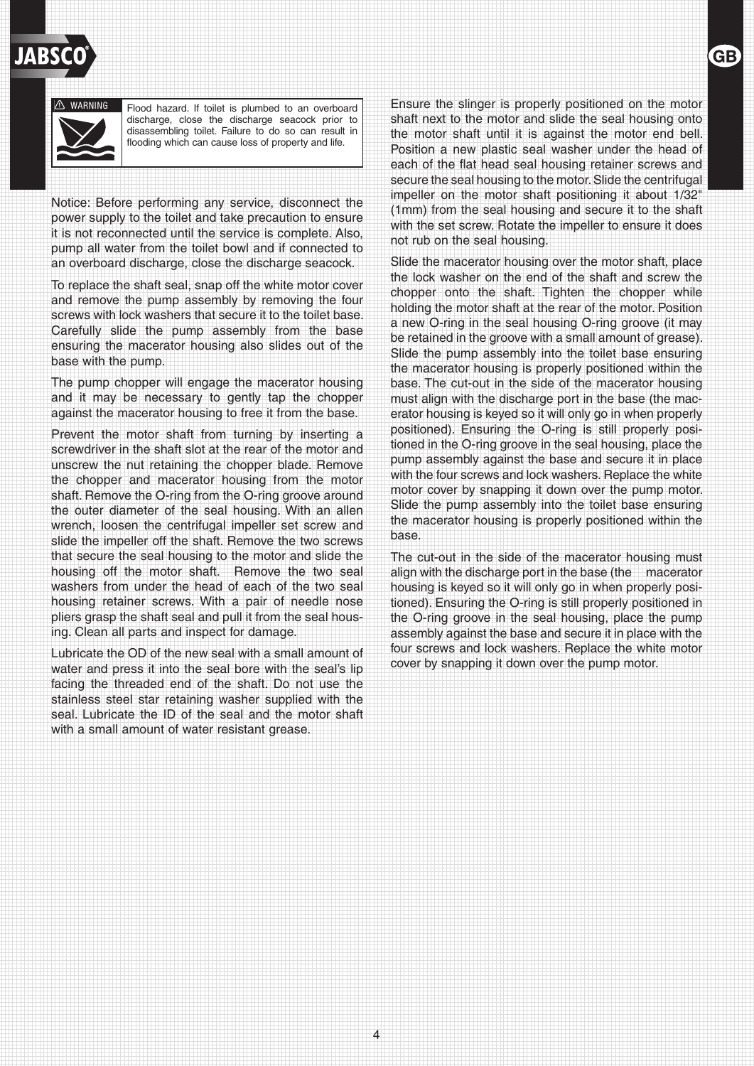⚠ WARNING

Flood hazard. If toilet is plumbed to an overboard discharge, close the discharge seacock prior to disassembling toilet. Failure to do so can result in flooding which can cause loss of property and life.

Notice: Before performing any service, disconnect the power supply to the toilet and take precaution to ensure it is not reconnected until the service is complete. Also, pump all water from the toilet bowl and if connected to an overboard discharge, close the discharge seacock.

To replace the shaft seal, snap off the white motor cover and remove the pump assembly by removing the four screws with lock washers that secure it to the toilet base. Carefully slide the pump assembly from the base ensuring the macerator housing also slides out of the base with the pump.

The pump chopper will engage the macerator housing and it may be necessary to gently tap the chopper against the macerator housing to free it from the base.

Prevent the motor shaft from turning by inserting a screwdriver in the shaft slot at the rear of the motor and unscrew the nut retaining the chopper blade. Remove the chopper and macerator housing from the motor shaft. Remove the O-ring from the O-ring groove around the outer diameter of the seal housing. With an allen wrench, loosen the centrifugal impeller set screw and slide the impeller off the shaft. Remove the two screws that secure the seal housing to the motor and slide the housing off the motor shaft. Remove the two seal washers from under the head of each of the two seal housing retainer screws. With a pair of needle nose pliers grasp the shaft seal and pull it from the seal housing. Clean all parts and inspect for damage.

Lubricate the OD of the new seal with a small amount of water and press it into the seal bore with the seal's lip facing the threaded end of the shaft. Do not use the stainless steel star retaining washer supplied with the seal. Lubricate the ID of the seal and the motor shaft with a small amount of water resistant grease.

Ensure the slinger is properly positioned on the motor shaft next to the motor and slide the seal housing onto the motor shaft until it is against the motor end bell. Position a new plastic seal washer under the head of each of the flat head seal housing retainer screws and secure the seal housing to the motor. Slide the centrifugal impeller on the motor shaft positioning it about 1/32" (1mm) from the seal housing and secure it to the shaft with the set screw. Rotate the impeller to ensure it does not rub on the seal housing.

Slide the macerator housing over the motor shaft, place the lock washer on the end of the shaft and screw the chopper onto the shaft. Tighten the chopper while holding the motor shaft at the rear of the motor. Position a new O-ring in the seal housing O-ring groove (it may be retained in the groove with a small amount of grease). Slide the pump assembly into the toilet base ensuring the macerator housing is properly positioned within the base. The cut-out in the side of the macerator housing must align with the discharge port in the base (the macerator housing is keyed so it will only go in when properly positioned). Ensuring the O-ring is still properly positioned in the O-ring groove in the seal housing, place the pump assembly against the base and secure it in place with the four screws and lock washers. Replace the white motor cover by snapping it down over the pump motor. Slide the pump assembly into the toilet base ensuring the macerator housing is properly positioned within the base.

The cut-out in the side of the macerator housing must align with the discharge port in the base (the macerator housing is keyed so it will only go in when properly positioned). Ensuring the O-ring is still properly positioned in the O-ring groove in the seal housing, place the pump assembly against the base and secure it in place with the four screws and lock washers. Replace the white motor cover by snapping it down over the pump motor.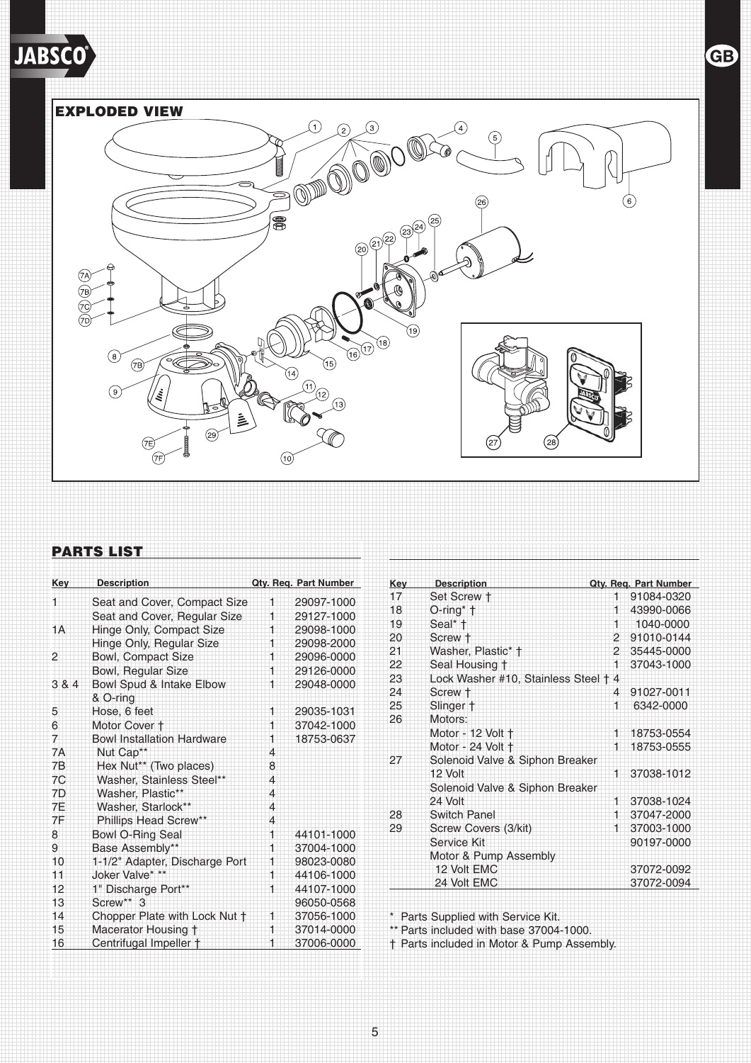## EXPLODED VIEW

## PARTS LIST

| Key | Description | Qty. Req. | Part Number |
|---|---|---|---|
| 1 | Seat and Cover, Compact Size | 1 | 29097-1000 |
| | Seat and Cover, Regular Size | 1 | 29127-1000 |
| 1A | Hinge Only, Compact Size | 1 | 29098-1000 |
| | Hinge Only, Regular Size | 1 | 29098-2000 |
| 2 | Bowl, Compact Size | 1 | 29096-0000 |
| | Bowl, Regular Size | 1 | 29126-0000 |
| 3 & 4 | Bowl Spud & Intake Elbow & O-ring | 1 | 29048-0000 |
| 5 | Hose, 6 feet | 1 | 29035-1031 |
| 6 | Motor Cover † | 1 | 37042-1000 |
| 7 | Bowl Installation Hardware | 1 | 18753-0637 |
| 7A | Nut Cap** | 4 | |
| 7B | Hex Nut** (Two places) | 8 | |
| 7C | Washer, Stainless Steel** | 4 | |
| 7D | Washer, Plastic** | 4 | |
| 7E | Washer, Starlock** | 4 | |
| 7F | Phillips Head Screw** | 4 | |
| 8 | Bowl O-Ring Seal | 1 | 44101-1000 |
| 9 | Base Assembly** | 1 | 37004-1000 |
| 10 | 1-1/2" Adapter, Discharge Port | 1 | 98023-0080 |
| 11 | Joker Valve* ** | 1 | 44106-1000 |
| 12 | 1" Discharge Port** | 1 | 44107-1000 |
| 13 | Screw** | 3 | 96050-0568 |
| 14 | Chopper Plate with Lock Nut † | 1 | 37056-1000 |
| 15 | Macerator Housing † | 1 | 37014-0000 |
| 16 | Centrifugal Impeller † | 1 | 37006-0000 |
| 17 | Set Screw † | 1 | 91084-0320 |
| 18 | O-ring* † | 1 | 43990-0066 |
| 19 | Seal* † | 1 | 1040-0000 |
| 20 | Screw † | 2 | 91010-0144 |
| 21 | Washer, Plastic* † | 2 | 35445-0000 |
| 22 | Seal Housing † | 1 | 37043-1000 |
| 23 | Lock Washer #10, Stainless Steel † | 4 | |
| 24 | Screw † | 4 | 91027-0011 |
| 25 | Slinger † | 1 | 6342-0000 |
| 26 | Motors: | | |
| | Motor - 12 Volt † | 1 | 18753-0554 |
| | Motor - 24 Volt † | 1 | 18753-0555 |
| 27 | Solenoid Valve & Siphon Breaker 12 Volt | 1 | 37038-1012 |
| | Solenoid Valve & Siphon Breaker 24 Volt | 1 | 37038-1024 |
| 28 | Switch Panel | 1 | 37047-2000 |
| 29 | Screw Covers (3/kit) | 1 | 37003-1000 |
| | Service Kit | | 90197-0000 |
| | Motor & Pump Assembly | | |
| | 12 Volt EMC | | 37072-0092 |
| | 24 Volt EMC | | 37072-0094 |

\* Parts Supplied with Service Kit.
** Parts included with base 37004-1000.
† Parts included in Motor & Pump Assembly.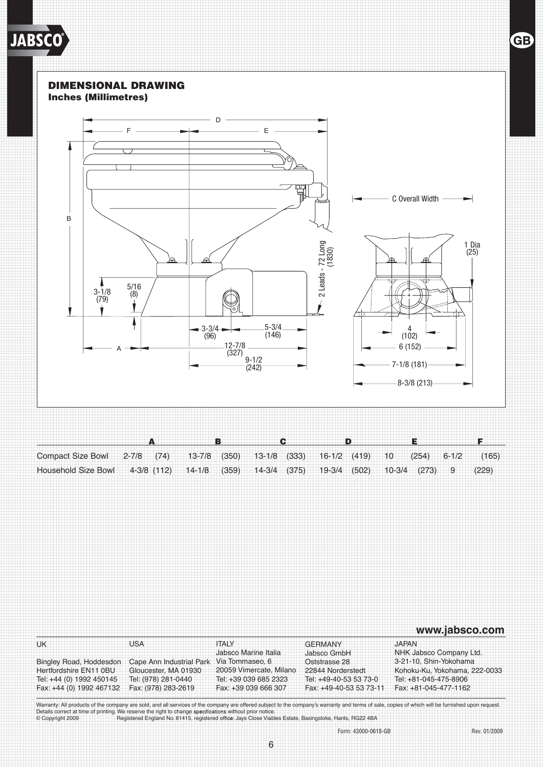## DIMENSIONAL DRAWING
### Inches (Millimetres)

D
F
E
C Overall Width
B
1 Dia
(25)
2 Leads - 72 Long
(1830)
3-1/8
(79)
5/16
(8)
3-3/4
(96)
5-3/4
(146)
A
12-7/8
(327)
9-1/2
(242)
4
(102)
6 (152)
7-1/8 (181)
8-3/8 (213)

| | A | | B | | C | | D | | E | | F | |
|---|---|---|---|---|---|---|---|---|---|---|---|---|
| Compact Size Bowl | 2-7/8 | (74) | 13-7/8 | (350) | 13-1/8 | (333) | 16-1/2 | (419) | 10 | (254) | 6-1/2 | (165) |
| Household Size Bowl | 4-3/8 | (112) | 14-1/8 | (359) | 14-3/4 | (375) | 19-3/4 | (502) | 10-3/4 | (273) | 9 | (229) |

**www.jabsco.com**

| UK | USA | ITALY | GERMANY | JAPAN |
|---|---|---|---|---|
| | | Jabsco Marine Italia | Jabsco GmbH | NHK Jabsco Company Ltd. |
| Bingley Road, Hoddesdon | Cape Ann Industrial Park | Via Tommaseo, 6 | Oststrasse 28 | 3-21-10, Shin-Yokohama |
| Hertfordshire EN11 0BU | Gloucester, MA 01930 | 20059 Vimercate, Milano | 22844 Norderstedt | Kohoku-Ku, Yokohama, 222-0033 |
| Tel: +44 (0) 1992 450145 | Tel: (978) 281-0440 | Tel: +39 039 685 2323 | Tel: +49-40-53 53 73-0 | Tel: +81-045-475-8906 |
| Fax: +44 (0) 1992 467132 | Fax: (978) 283-2619 | Fax: +39 039 666 307 | Fax: +49-40-53 53 73-11 | Fax: +81-045-477-1162 |

Warranty: All products of the company are sold, and all services of the company are offered subject to the company's warranty and terms of sale, copies of which will be furnished upon request.
Details correct at time of printing. We reserve the right to change specifications without prior notice.
© Copyright 2009 Registered England No. 81415, registered office: Jays Close Viables Estate, Basingstoke, Hants, RG22 4BA

Form: 43000-0618-GB Rev. 01/2009